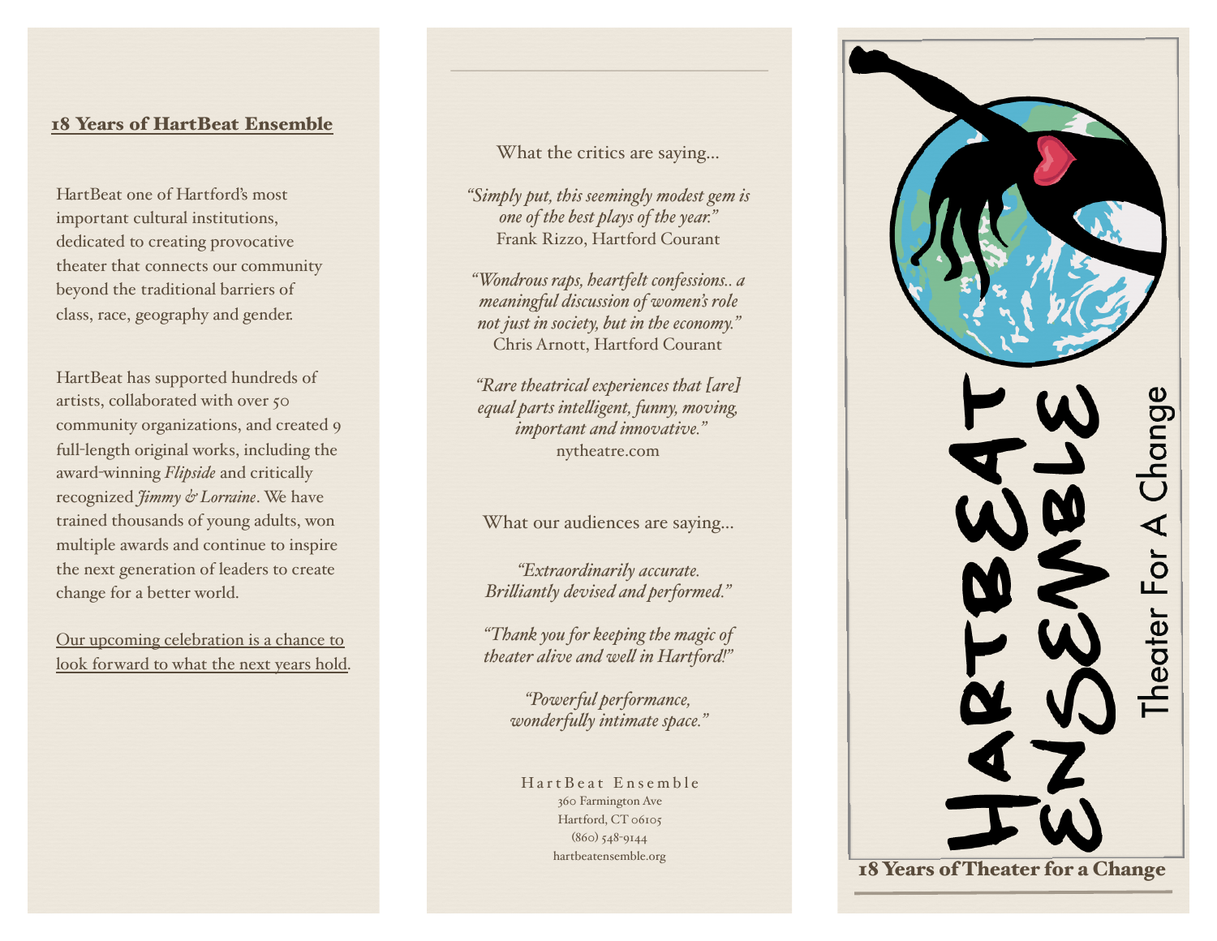## 18 Years of HartBeat Ensemble

HartBeat one of Hartford's most important cultural institutions, dedicated to creating provocative theater that connects our community beyond the traditional barriers of class, race, geography and gender.

HartBeat has supported hundreds of artists, collaborated with over 50 community organizations, and created 9 full-length original works, including the award-winning *Flipside* and critically recognized *Jimmy & Lorraine*. We have trained thousands of young adults, won multiple awards and continue to inspire the next generation of leaders to create change for a better world.

Our upcoming celebration is a chance to look forward to what the next years hold.

---

What the critics are saying...

*"Simply put, this seemingly modest gem is one of the best plays of the year."*
Frank Rizzo, Hartford Courant

*"Wondrous raps, heartfelt confessions.. a meaningful discussion of women's role not just in society, but in the economy."*
Chris Arnott, Hartford Courant

*"Rare theatrical experiences that [are] equal parts intelligent, funny, moving, important and innovative."*
nytheatre.com

What our audiences are saying...

*"Extraordinarily accurate. Brilliantly devised and performed."*

*"Thank you for keeping the magic of theater alive and well in Hartford!"*

*"Powerful performance, wonderfully intimate space."*

HartBeat Ensemble
360 Farmington Ave
Hartford, CT 06105
(860) 548-9144
hartbeatensemble.org

# HARTBEAT ENSEMBLE

Theater For A Change

**18 Years of Theater for a Change**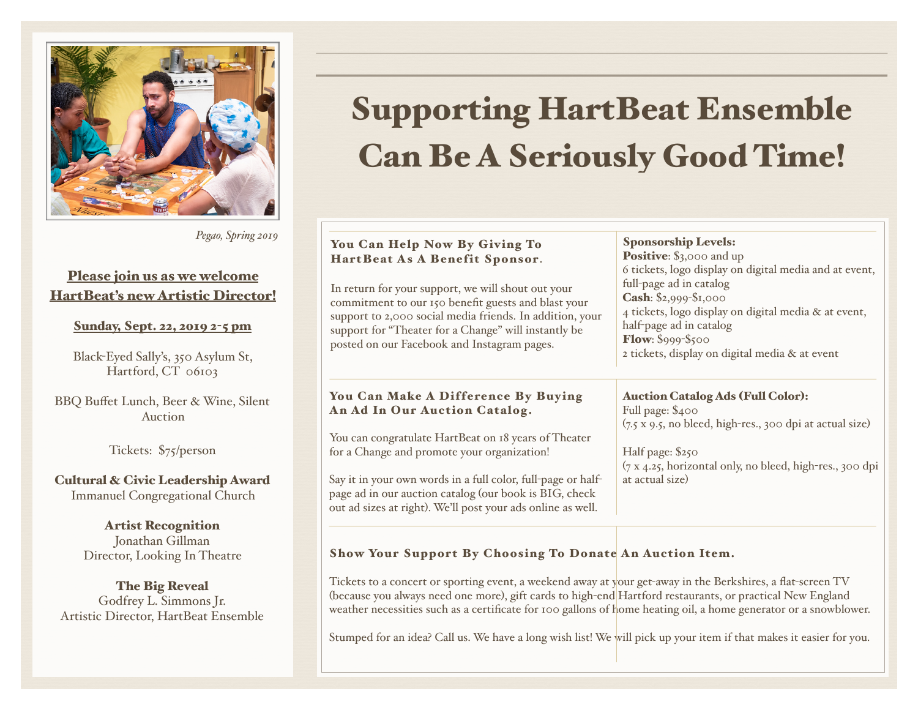*Pegao, Spring 2019*

**Please join us as we welcome HartBeat's new Artistic Director!**

**Sunday, Sept. 22, 2019 2-5 pm**

Black-Eyed Sally's, 350 Asylum St, Hartford, CT 06103

BBQ Buffet Lunch, Beer & Wine, Silent Auction

Tickets: $75/person

**Cultural & Civic Leadership Award**
Immanuel Congregational Church

**Artist Recognition**
Jonathan Gillman
Director, Looking In Theatre

**The Big Reveal**
Godfrey L. Simmons Jr.
Artistic Director, HartBeat Ensemble

# Supporting HartBeat Ensemble Can Be A Seriously Good Time!

### You Can Help Now By Giving To HartBeat As A Benefit Sponsor.

In return for your support, we will shout out your commitment to our 150 benefit guests and blast your support to 2,000 social media friends. In addition, your support for "Theater for a Change" will instantly be posted on our Facebook and Instagram pages.

**Sponsorship Levels:**
**Positive**: $3,000 and up
6 tickets, logo display on digital media and at event, full-page ad in catalog
**Cash**: $2,999-$1,000
4 tickets, logo display on digital media & at event, half-page ad in catalog
**Flow**: $999-$500
2 tickets, display on digital media & at event

### You Can Make A Difference By Buying An Ad In Our Auction Catalog.

You can congratulate HartBeat on 18 years of Theater for a Change and promote your organization!

Say it in your own words in a full color, full-page or half-page ad in our auction catalog (our book is BIG, check out ad sizes at right). We'll post your ads online as well.

**Auction Catalog Ads (Full Color):**
Full page: $400
(7.5 x 9.5, no bleed, high-res., 300 dpi at actual size)

Half page: $250
(7 x 4.25, horizontal only, no bleed, high-res., 300 dpi at actual size)

### Show Your Support By Choosing To Donate An Auction Item.

Tickets to a concert or sporting event, a weekend away at your get-away in the Berkshires, a flat-screen TV (because you always need one more), gift cards to high-end Hartford restaurants, or practical New England weather necessities such as a certificate for 100 gallons of home heating oil, a home generator or a snowblower.

Stumped for an idea? Call us. We have a long wish list! We will pick up your item if that makes it easier for you.